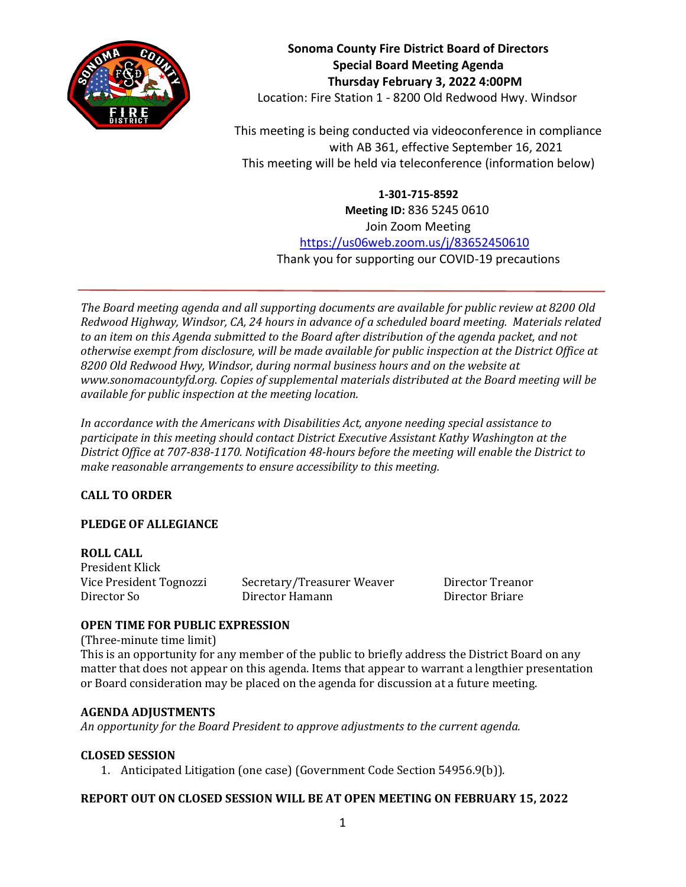**Sonoma County Fire District Board of Directors**
**Special Board Meeting Agenda**
**Thursday February 3, 2022 4:00PM**
Location: Fire Station 1 - 8200 Old Redwood Hwy. Windsor

This meeting is being conducted via videoconference in compliance with AB 361, effective September 16, 2021
This meeting will be held via teleconference (information below)

**1-301-715-8592**
**Meeting ID:** 836 5245 0610
Join Zoom Meeting
https://us06web.zoom.us/j/83652450610
Thank you for supporting our COVID-19 precautions

---

*The Board meeting agenda and all supporting documents are available for public review at 8200 Old Redwood Highway, Windsor, CA, 24 hours in advance of a scheduled board meeting. Materials related to an item on this Agenda submitted to the Board after distribution of the agenda packet, and not otherwise exempt from disclosure, will be made available for public inspection at the District Office at 8200 Old Redwood Hwy, Windsor, during normal business hours and on the website at www.sonomacountyfd.org. Copies of supplemental materials distributed at the Board meeting will be available for public inspection at the meeting location.*

*In accordance with the Americans with Disabilities Act, anyone needing special assistance to participate in this meeting should contact District Executive Assistant Kathy Washington at the District Office at 707-838-1170. Notification 48-hours before the meeting will enable the District to make reasonable arrangements to ensure accessibility to this meeting.*

**CALL TO ORDER**

**PLEDGE OF ALLEGIANCE**

**ROLL CALL**
President Klick
Vice President Tognozzi
Secretary/Treasurer Weaver
Director Treanor
Director So
Director Hamann
Director Briare

**OPEN TIME FOR PUBLIC EXPRESSION**
(Three-minute time limit)
This is an opportunity for any member of the public to briefly address the District Board on any matter that does not appear on this agenda. Items that appear to warrant a lengthier presentation or Board consideration may be placed on the agenda for discussion at a future meeting.

**AGENDA ADJUSTMENTS**
*An opportunity for the Board President to approve adjustments to the current agenda.*

**CLOSED SESSION**
1. Anticipated Litigation (one case) (Government Code Section 54956.9(b)).

**REPORT OUT ON CLOSED SESSION WILL BE AT OPEN MEETING ON FEBRUARY 15, 2022**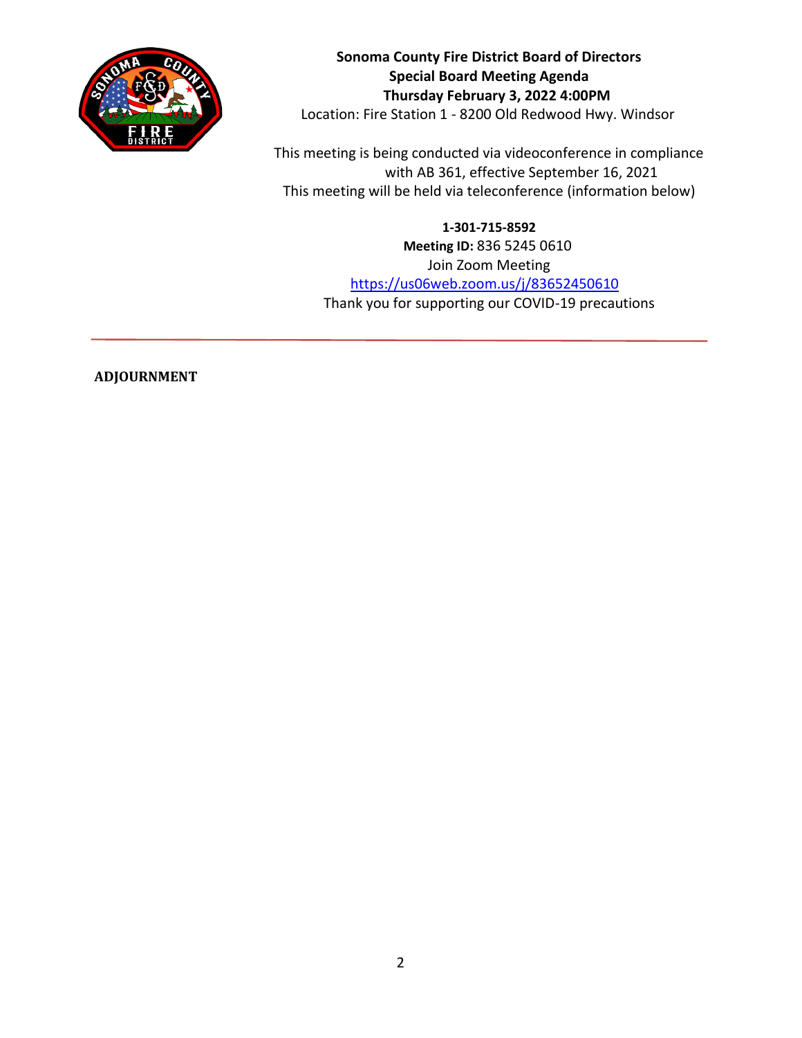**Sonoma County Fire District Board of Directors**
**Special Board Meeting Agenda**
**Thursday February 3, 2022 4:00PM**
Location: Fire Station 1 - 8200 Old Redwood Hwy. Windsor

This meeting is being conducted via videoconference in compliance with AB 361, effective September 16, 2021
This meeting will be held via teleconference (information below)

**1-301-715-8592**
**Meeting ID:** 836 5245 0610
Join Zoom Meeting
https://us06web.zoom.us/j/83652450610
Thank you for supporting our COVID-19 precautions

---

**ADJOURNMENT**